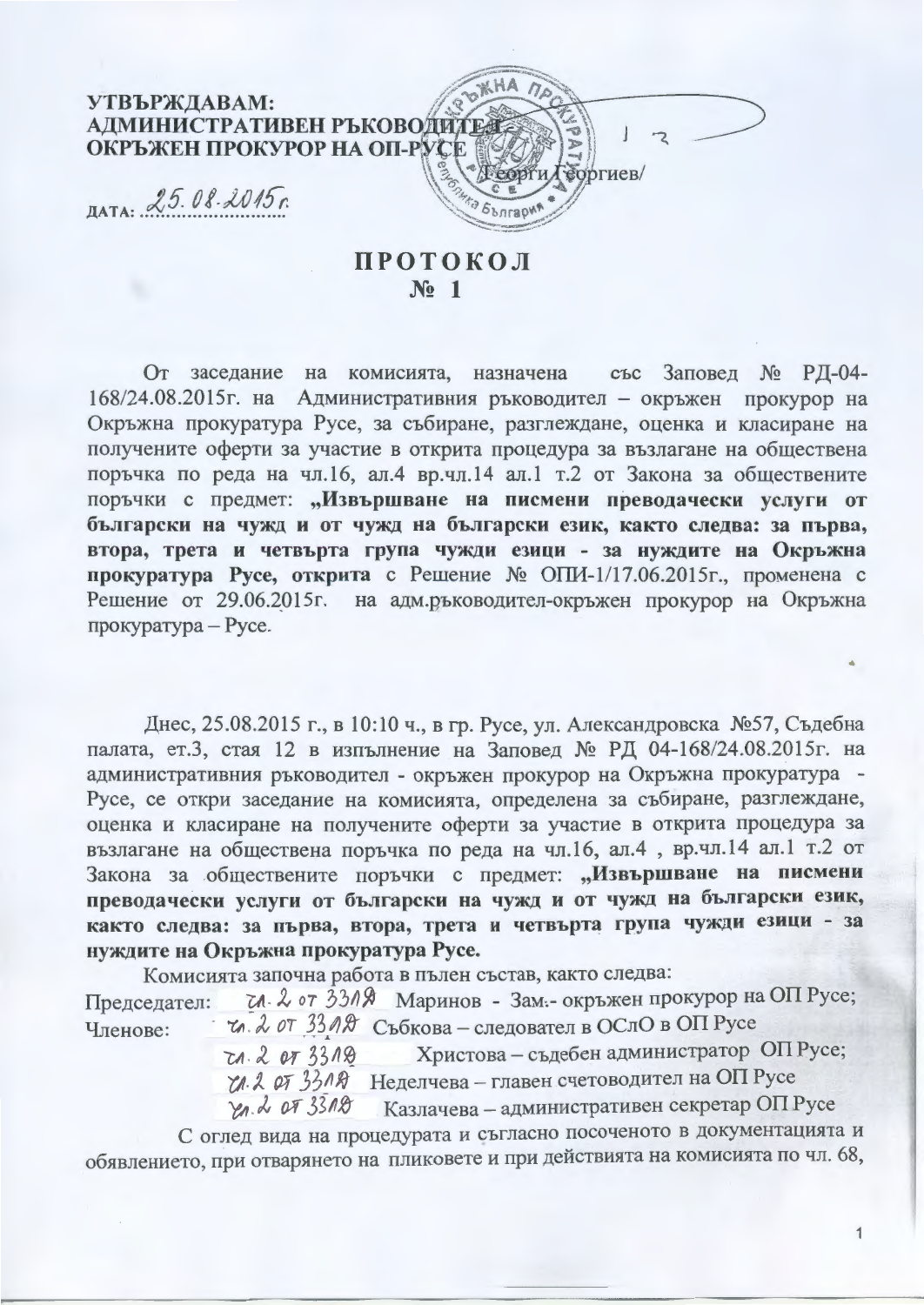**УТВЪРЖДАВАМ:**
**АДМИНИСТРАТИВЕН РЪКОВОДИТЕЛ –**
**ОКРЪЖЕН ПРОКУРОР НА ОП-РУСЕ**

/Георги Георгиев/

ДАТА: 25.08.2015г.

# ПРОТОКОЛ
# № 1

От заседание на комисията, назначена със Заповед № РД-04-168/24.08.2015г. на Административния ръководител – окръжен прокурор на Окръжна прокуратура Русе, за събиране, разглеждане, оценка и класиране на получените оферти за участие в открита процедура за възлагане на обществена поръчка по реда на чл.16, ал.4 вр.чл.14 ал.1 т.2 от Закона за обществените поръчки с предмет: **„Извършване на писмени преводачески услуги от български на чужд и от чужд на български език, както следва: за първа, втора, трета и четвърта група чужди езици - за нуждите на Окръжна прокуратура Русе, открита** с Решение № ОПИ-1/17.06.2015г., променена с Решение от 29.06.2015г. на адм.ръководител-окръжен прокурор на Окръжна прокуратура – Русе.

Днес, 25.08.2015 г., в 10:10 ч., в гр. Русе, ул. Александровска №57, Съдебна палата, ет.3, стая 12 в изпълнение на Заповед № РД 04-168/24.08.2015г. на административния ръководител - окръжен прокурор на Окръжна прокуратура - Русе, се откри заседание на комисията, определена за събиране, разглеждане, оценка и класиране на получените оферти за участие в открита процедура за възлагане на обществена поръчка по реда на чл.16, ал.4 , вр.чл.14 ал.1 т.2 от Закона за обществените поръчки с предмет: **„Извършване на писмени преводачески услуги от български на чужд и от чужд на български език, както следва: за първа, втора, трета и четвърта група чужди езици - за нуждите на Окръжна прокуратура Русе.**

Комисията започна работа в пълен състав, както следва:

Председател: чл. 2 от ЗЗЛД Маринов - Зам.- окръжен прокурор на ОП Русе;

Членове: чл. 2 от ЗЗЛД Събкова – следовател в ОСлО в ОП Русе

чл. 2 от ЗЗЛД Христова – съдебен администратор ОП Русе;

чл. 2 от ЗЗЛД Неделчева – главен счетоводител на ОП Русе

чл. 2 от ЗЗЛД Казлачева – административен секретар ОП Русе

С оглед вида на процедурата и съгласно посоченото в документацията и обявлението, при отварянето на пликовете и при действията на комисията по чл. 68,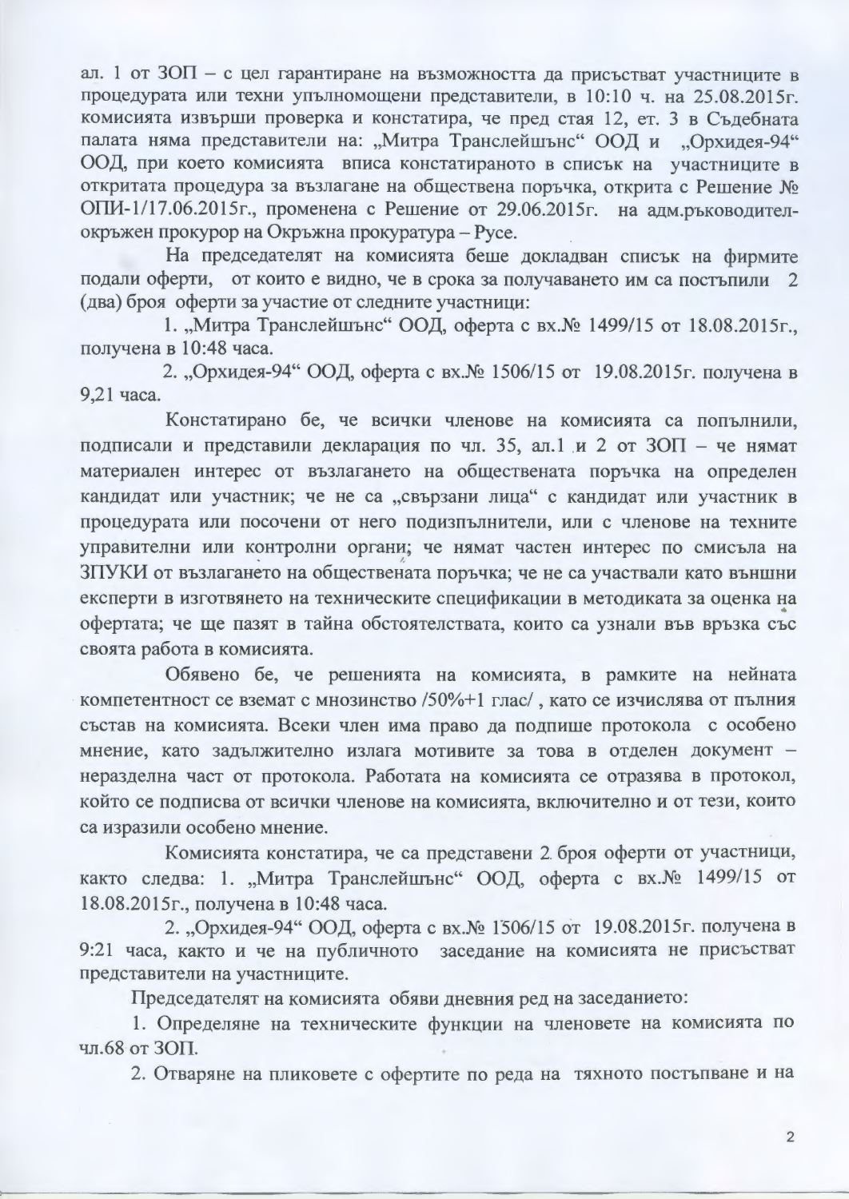ал. 1 от ЗОП – с цел гарантиране на възможността да присъстват участниците в процедурата или техни упълномощени представители, в 10:10 ч. на 25.08.2015г. комисията извърши проверка и констатира, че пред стая 12, ет. 3 в Съдебната палата няма представители на: „Митра Транслейшънс" ООД и „Орхидея-94" ООД, при което комисията вписа констатираното в списък на участниците в откритата процедура за възлагане на обществена поръчка, открита с Решение № ОПИ-1/17.06.2015г., променена с Решение от 29.06.2015г. на адм.ръководител-окръжен прокурор на Окръжна прокуратура – Русе.

На председателят на комисията беше докладван списък на фирмите подали оферти, от които е видно, че в срока за получаването им са постъпили 2 (два) броя оферти за участие от следните участници:

1. „Митра Транслейшънс" ООД, оферта с вх.№ 1499/15 от 18.08.2015г., получена в 10:48 часа.

2. „Орхидея-94" ООД, оферта с вх.№ 1506/15 от 19.08.2015г. получена в 9,21 часа.

Констатирано бе, че всички членове на комисията са попълнили, подписали и представили декларация по чл. 35, ал.1 и 2 от ЗОП – че нямат материален интерес от възлагането на обществената поръчка на определен кандидат или участник; че не са „свързани лица" с кандидат или участник в процедурата или посочени от него подизпълнители, или с членове на техните управителни или контролни органи; че нямат частен интерес по смисъла на ЗПУКИ от възлагането на обществената поръчка; че не са участвали като външни експерти в изготвянето на техническите спецификации в методиката за оценка на офертата; че ще пазят в тайна обстоятелствата, които са узнали във връзка със своята работа в комисията.

Обявено бе, че решенията на комисията, в рамките на нейната компетентност се вземат с мнозинство /50%+1 глас/ , като се изчислява от пълния състав на комисията. Всеки член има право да подпише протокола с особено мнение, като задължително излага мотивите за това в отделен документ – неразделна част от протокола. Работата на комисията се отразява в протокол, който се подписва от всички членове на комисията, включително и от тези, които са изразили особено мнение.

Комисията констатира, че са представени 2 броя оферти от участници, както следва: 1. „Митра Транслейшънс" ООД, оферта с вх.№ 1499/15 от 18.08.2015г., получена в 10:48 часа.

2. „Орхидея-94" ООД, оферта с вх.№ 1506/15 от 19.08.2015г. получена в 9:21 часа, както и че на публичното заседание на комисията не присъстват представители на участниците.

Председателят на комисията обяви дневния ред на заседанието:

1. Определяне на техническите функции на членовете на комисията по чл.68 от ЗОП.

2. Отваряне на пликовете с офертите по реда на тяхното постъпване и на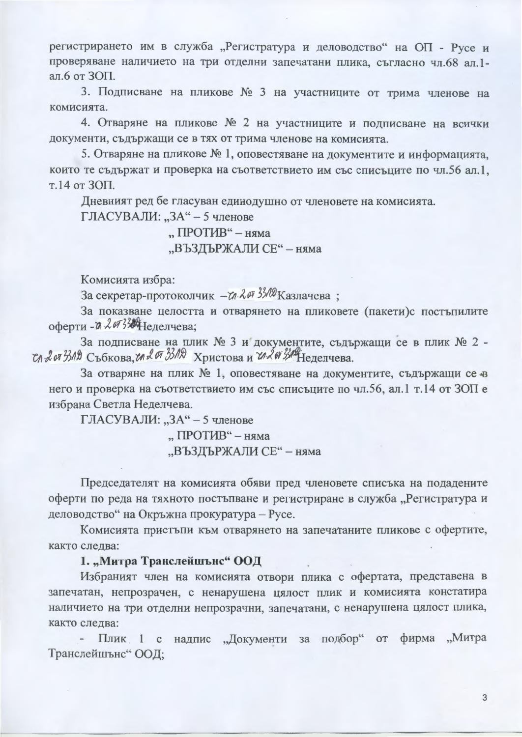регистрирането им в служба „Регистратура и деловодство“ на ОП - Русе и проверяване наличието на три отделни запечатани плика, съгласно чл.68 ал.1-ал.6 от ЗОП.

3. Подписване на пликове № 3 на участниците от трима членове на комисията.

4. Отваряне на пликове № 2 на участниците и подписване на всички документи, съдържащи се в тях от трима членове на комисията.

5. Отваряне на пликове № 1, оповестяване на документите и информацията, които те съдържат и проверка на съответствието им със списъците по чл.56 ал.1, т.14 от ЗОП.

Дневният ред бе гласуван единодушно от членовете на комисията.

ГЛАСУВАЛИ: „ЗА“ – 5 членове

„ ПРОТИВ“ – няма

„ВЪЗДЪРЖАЛИ СЕ“ – няма

Комисията избра:

За секретар-протоколчик – чл.2 от ЗЗЛД Казлачева ;

За показване целостта и отварянето на пликовете (пакети)с постъпилите оферти - чл.2 от ЗЗЛД Неделчева;

За подписване на плик № 3 и документите, съдържащи се в плик № 2 - чл.2 от ЗЗЛД Събкова, чл.2 от ЗЗЛД Христова и чл.2 от ЗЗЛД Неделчева.

За отваряне на плик № 1, оповестяване на документите, съдържащи се в него и проверка на съответствието им със списъците по чл.56, ал.1 т.14 от ЗОП е избрана Светла Неделчева.

ГЛАСУВАЛИ: „ЗА“ – 5 членове

„ ПРОТИВ“ – няма

„ВЪЗДЪРЖАЛИ СЕ“ – няма

Председателят на комисията обяви пред членовете списъка на подадените оферти по реда на тяхното постъпване и регистриране в служба „Регистратура и деловодство“ на Окръжна прокуратура – Русе.

Комисията пристъпи към отварянето на запечатаните пликове с офертите, както следва:

**1. „Митра Транслейшънс“ ООД**

Избраният член на комисията отвори плика с офертата, представена в запечатан, непрозрачен, с ненарушена цялост плик и комисията констатира наличието на три отделни непрозрачни, запечатани, с ненарушена цялост плика, както следва:

- Плик 1 с надпис „Документи за подбор“ от фирма „Митра Транслейшънс“ ООД;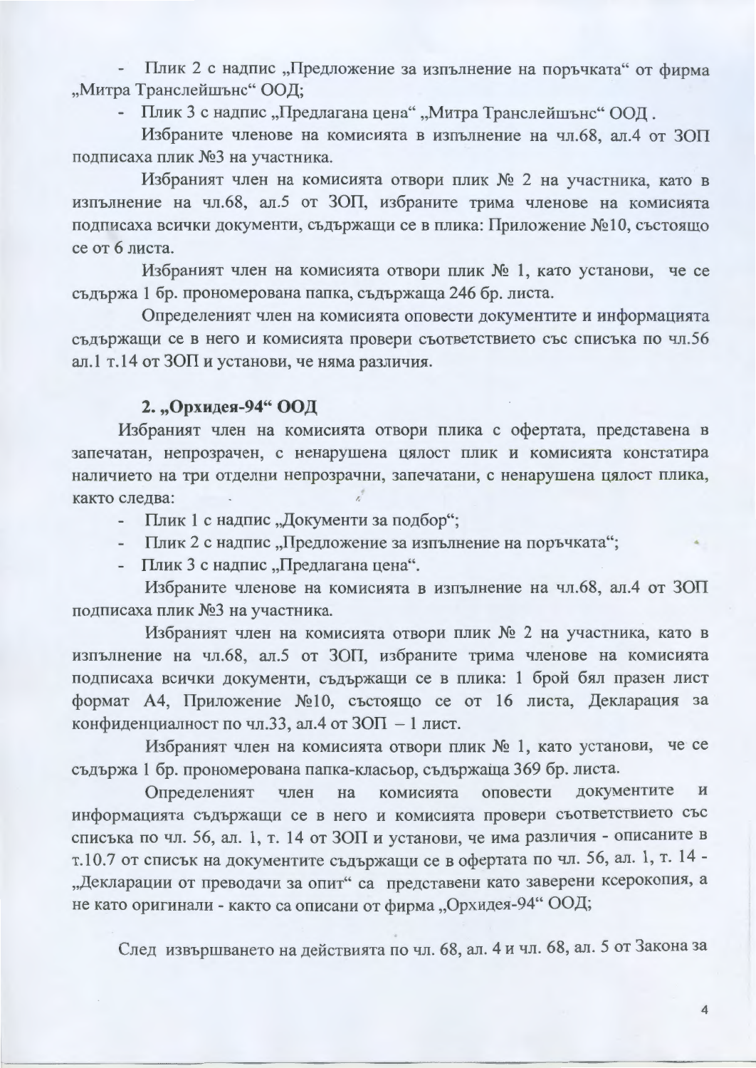- Плик 2 с надпис „Предложение за изпълнение на поръчката" от фирма „Митра Транслейшънс" ООД;
- Плик 3 с надпис „Предлагана цена" „Митра Транслейшънс" ООД .

Избраните членове на комисията в изпълнение на чл.68, ал.4 от ЗОП подписаха плик №3 на участника.

Избраният член на комисията отвори плик № 2 на участника, като в изпълнение на чл.68, ал.5 от ЗОП, избраните трима членове на комисията подписаха всички документи, съдържащи се в плика: Приложение №10, състоящо се от 6 листа.

Избраният член на комисията отвори плик № 1, като установи, че се съдържа 1 бр. прономерована папка, съдържаща 246 бр. листа.

Определеният член на комисията оповести документите и информацията съдържащи се в него и комисията провери съответствието със списъка по чл.56 ал.1 т.14 от ЗОП и установи, че няма различия.

**2. „Орхидея-94" ООД**

Избраният член на комисията отвори плика с офертата, представена в запечатан, непрозрачен, с ненарушена цялост плик и комисията констатира наличието на три отделни непрозрачни, запечатани, с ненарушена цялост плика, както следва:

- Плик 1 с надпис „Документи за подбор";
- Плик 2 с надпис „Предложение за изпълнение на поръчката";
- Плик 3 с надпис „Предлагана цена".

Избраните членове на комисията в изпълнение на чл.68, ал.4 от ЗОП подписаха плик №3 на участника.

Избраният член на комисията отвори плик № 2 на участника, като в изпълнение на чл.68, ал.5 от ЗОП, избраните трима членове на комисията подписаха всички документи, съдържащи се в плика: 1 брой бял празен лист формат А4, Приложение №10, състоящо се от 16 листа, Декларация за конфиденциалност по чл.33, ал.4 от ЗОП – 1 лист.

Избраният член на комисията отвори плик № 1, като установи, че се съдържа 1 бр. прономерована папка-класьор, съдържаща 369 бр. листа.

Определеният член на комисията оповести документите и информацията съдържащи се в него и комисията провери съответствието със списъка по чл. 56, ал. 1, т. 14 от ЗОП и установи, че има различия - описаните в т.10.7 от списък на документите съдържащи се в офертата по чл. 56, ал. 1, т. 14 - „Декларации от преводачи за опит" са представени като заверени ксерокопия, а не като оригинали - както са описани от фирма „Орхидея-94" ООД;

След извършването на действията по чл. 68, ал. 4 и чл. 68, ал. 5 от Закона за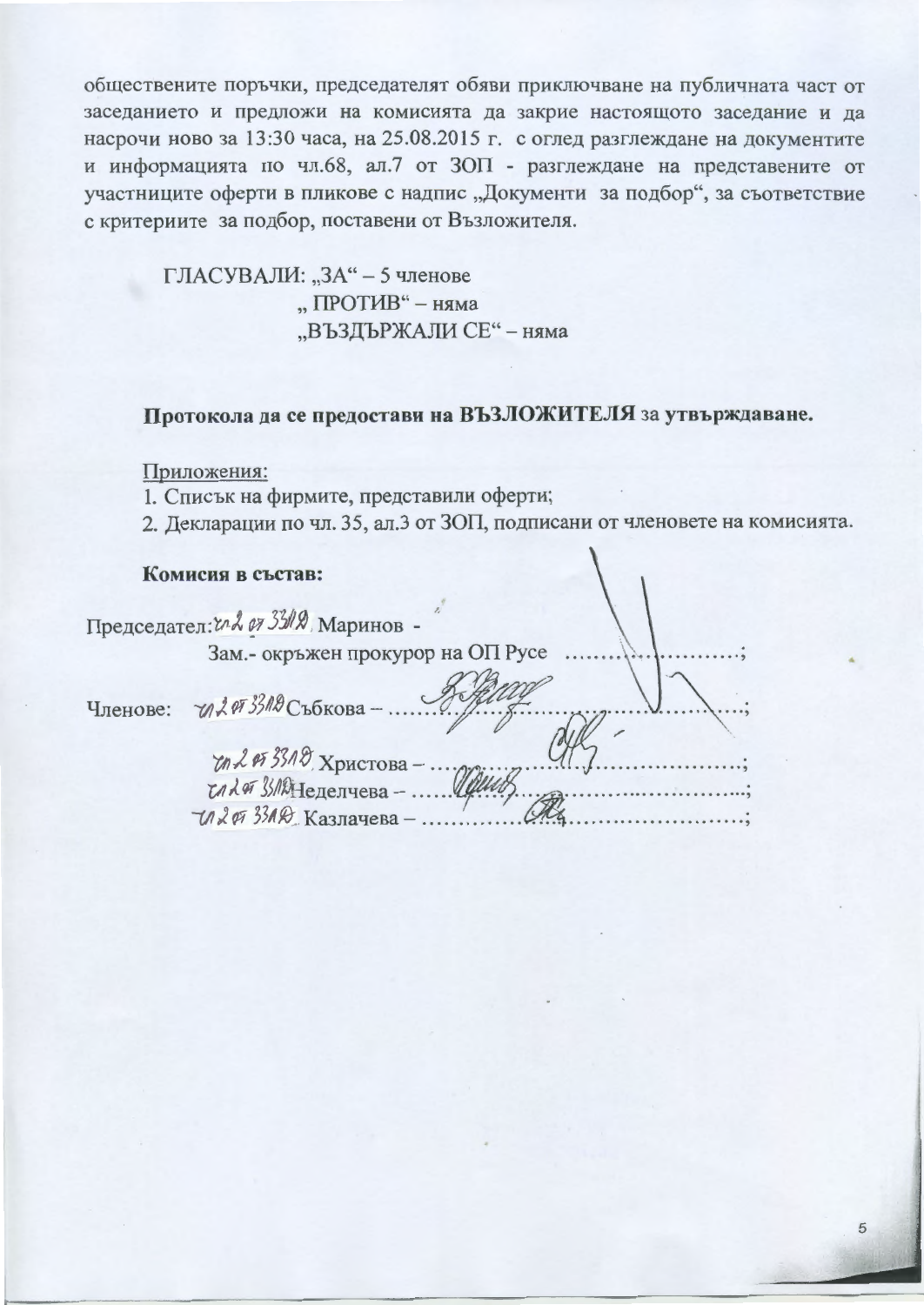обществените поръчки, председателят обяви приключване на публичната част от заседанието и предложи на комисията да закрие настоящото заседание и да насрочи ново за 13:30 часа, на 25.08.2015 г. с оглед разглеждане на документите и информацията по чл.68, ал.7 от ЗОП - разглеждане на представените от участниците оферти в пликове с надпис „Документи за подбор", за съответствие с критериите за подбор, поставени от Възложителя.

ГЛАСУВАЛИ: „ЗА" – 5 членове
„ ПРОТИВ" – няма
„ВЪЗДЪРЖАЛИ СЕ" – няма

**Протокола да се предостави на ВЪЗЛОЖИТЕЛЯ за утвърждаване.**

Приложения:

1. Списък на фирмите, представили оферти;
2. Декларации по чл. 35, ал.3 от ЗОП, подписани от членовете на комисията.

**Комисия в състав:**

Председател: чл.2 от ЗЗЛД Маринов -
Зам.- окръжен прокурор на ОП Русе ......................;

Членове: чл.2 от ЗЗЛД Събкова – ......................;

чл.2 от ЗЗЛД Христова – ......................;

чл.2 от ЗЗЛД Неделчева – ......................;

чл.2 от ЗЗЛД Казлачева – ......................;